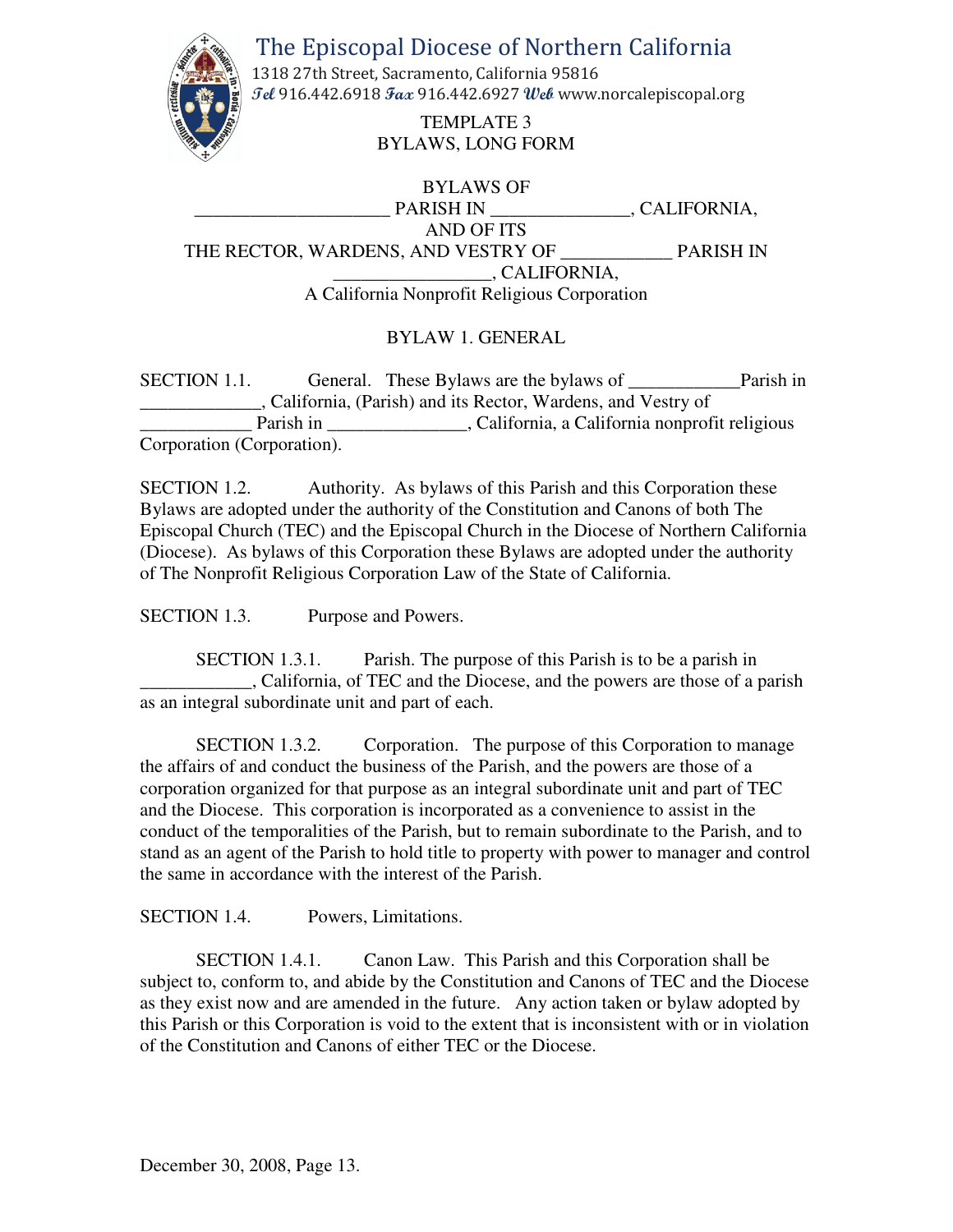# The Episcopal Diocese of Northern California

1318 27th Street, Sacramento, California 95816
Tel 916.442.6918 Fax 916.442.6927 Web www.norcalepiscopal.org

TEMPLATE 3
BYLAWS, LONG FORM

BYLAWS OF
____________________ PARISH IN ______________, CALIFORNIA,
AND OF ITS
THE RECTOR, WARDENS, AND VESTRY OF ___________ PARISH IN
________________, CALIFORNIA,
A California Nonprofit Religious Corporation

## BYLAW 1. GENERAL

SECTION 1.1. General. These Bylaws are the bylaws of ___________Parish in ____________, California, (Parish) and its Rector, Wardens, and Vestry of ___________ Parish in ______________, California, a California nonprofit religious Corporation (Corporation).

SECTION 1.2. Authority. As bylaws of this Parish and this Corporation these Bylaws are adopted under the authority of the Constitution and Canons of both The Episcopal Church (TEC) and the Episcopal Church in the Diocese of Northern California (Diocese). As bylaws of this Corporation these Bylaws are adopted under the authority of The Nonprofit Religious Corporation Law of the State of California.

SECTION 1.3. Purpose and Powers.

SECTION 1.3.1. Parish. The purpose of this Parish is to be a parish in ___________, California, of TEC and the Diocese, and the powers are those of a parish as an integral subordinate unit and part of each.

SECTION 1.3.2. Corporation. The purpose of this Corporation to manage the affairs of and conduct the business of the Parish, and the powers are those of a corporation organized for that purpose as an integral subordinate unit and part of TEC and the Diocese. This corporation is incorporated as a convenience to assist in the conduct of the temporalities of the Parish, but to remain subordinate to the Parish, and to stand as an agent of the Parish to hold title to property with power to manager and control the same in accordance with the interest of the Parish.

SECTION 1.4. Powers, Limitations.

SECTION 1.4.1. Canon Law. This Parish and this Corporation shall be subject to, conform to, and abide by the Constitution and Canons of TEC and the Diocese as they exist now and are amended in the future. Any action taken or bylaw adopted by this Parish or this Corporation is void to the extent that is inconsistent with or in violation of the Constitution and Canons of either TEC or the Diocese.

December 30, 2008, Page 13.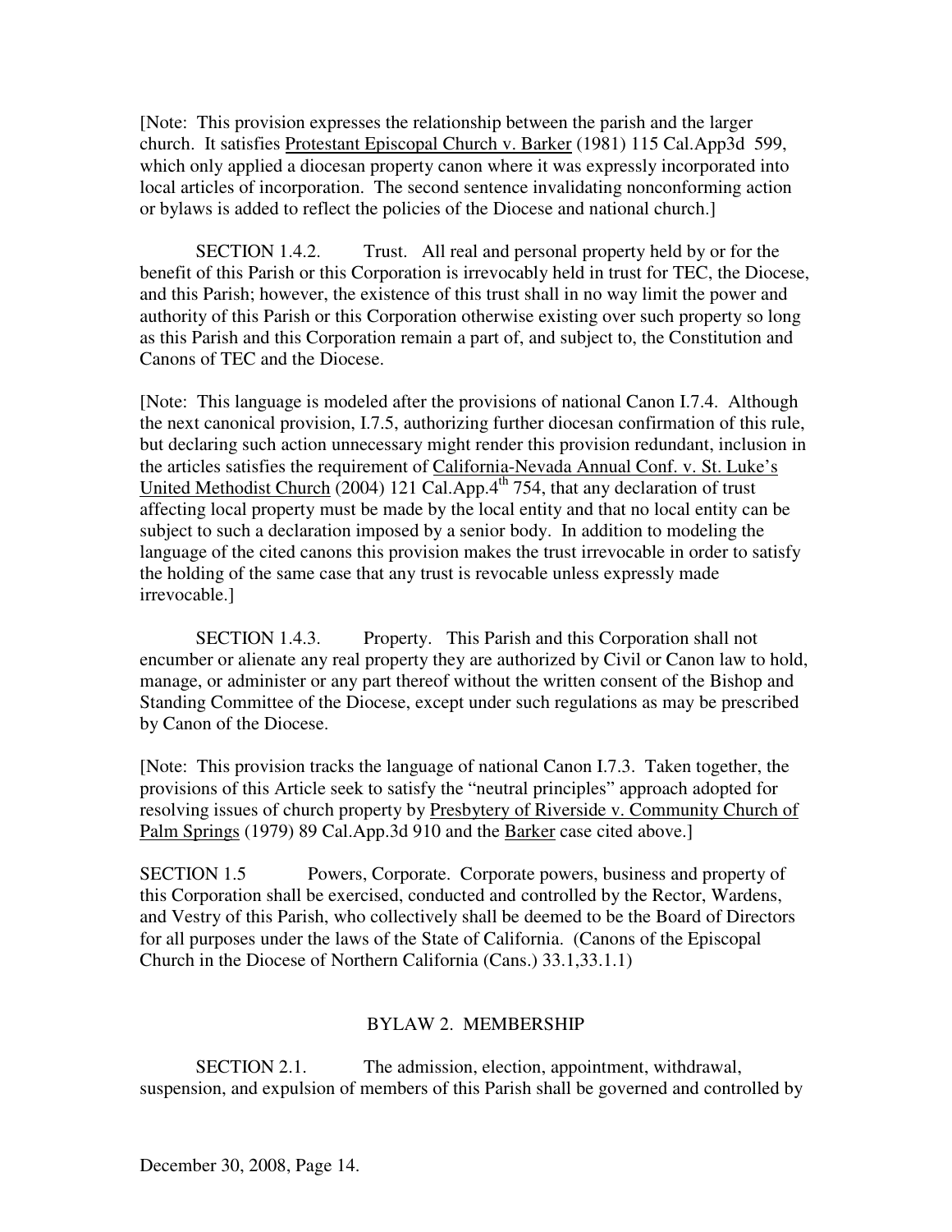[Note: This provision expresses the relationship between the parish and the larger church. It satisfies Protestant Episcopal Church v. Barker (1981) 115 Cal.App3d 599, which only applied a diocesan property canon where it was expressly incorporated into local articles of incorporation. The second sentence invalidating nonconforming action or bylaws is added to reflect the policies of the Diocese and national church.]

SECTION 1.4.2. Trust. All real and personal property held by or for the benefit of this Parish or this Corporation is irrevocably held in trust for TEC, the Diocese, and this Parish; however, the existence of this trust shall in no way limit the power and authority of this Parish or this Corporation otherwise existing over such property so long as this Parish and this Corporation remain a part of, and subject to, the Constitution and Canons of TEC and the Diocese.

[Note: This language is modeled after the provisions of national Canon I.7.4. Although the next canonical provision, I.7.5, authorizing further diocesan confirmation of this rule, but declaring such action unnecessary might render this provision redundant, inclusion in the articles satisfies the requirement of California-Nevada Annual Conf. v. St. Luke's United Methodist Church (2004) 121 Cal.App.4th 754, that any declaration of trust affecting local property must be made by the local entity and that no local entity can be subject to such a declaration imposed by a senior body. In addition to modeling the language of the cited canons this provision makes the trust irrevocable in order to satisfy the holding of the same case that any trust is revocable unless expressly made irrevocable.]

SECTION 1.4.3. Property. This Parish and this Corporation shall not encumber or alienate any real property they are authorized by Civil or Canon law to hold, manage, or administer or any part thereof without the written consent of the Bishop and Standing Committee of the Diocese, except under such regulations as may be prescribed by Canon of the Diocese.

[Note: This provision tracks the language of national Canon I.7.3. Taken together, the provisions of this Article seek to satisfy the "neutral principles" approach adopted for resolving issues of church property by Presbytery of Riverside v. Community Church of Palm Springs (1979) 89 Cal.App.3d 910 and the Barker case cited above.]

SECTION 1.5 Powers, Corporate. Corporate powers, business and property of this Corporation shall be exercised, conducted and controlled by the Rector, Wardens, and Vestry of this Parish, who collectively shall be deemed to be the Board of Directors for all purposes under the laws of the State of California. (Canons of the Episcopal Church in the Diocese of Northern California (Cans.) 33.1,33.1.1)

## BYLAW 2. MEMBERSHIP

SECTION 2.1. The admission, election, appointment, withdrawal, suspension, and expulsion of members of this Parish shall be governed and controlled by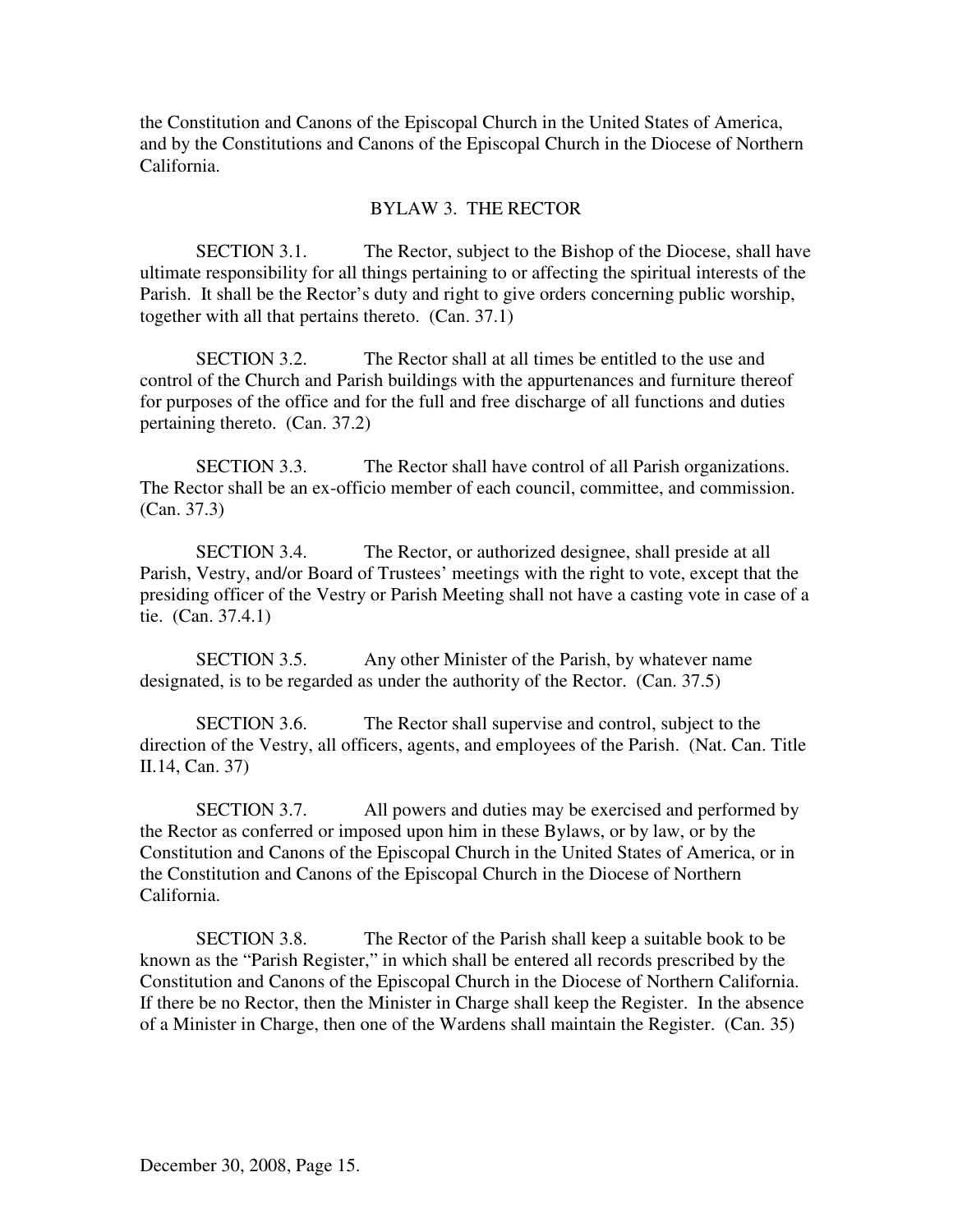the Constitution and Canons of the Episcopal Church in the United States of America, and by the Constitutions and Canons of the Episcopal Church in the Diocese of Northern California.

## BYLAW 3. THE RECTOR

SECTION 3.1. The Rector, subject to the Bishop of the Diocese, shall have ultimate responsibility for all things pertaining to or affecting the spiritual interests of the Parish. It shall be the Rector's duty and right to give orders concerning public worship, together with all that pertains thereto. (Can. 37.1)

SECTION 3.2. The Rector shall at all times be entitled to the use and control of the Church and Parish buildings with the appurtenances and furniture thereof for purposes of the office and for the full and free discharge of all functions and duties pertaining thereto. (Can. 37.2)

SECTION 3.3. The Rector shall have control of all Parish organizations. The Rector shall be an ex-officio member of each council, committee, and commission. (Can. 37.3)

SECTION 3.4. The Rector, or authorized designee, shall preside at all Parish, Vestry, and/or Board of Trustees' meetings with the right to vote, except that the presiding officer of the Vestry or Parish Meeting shall not have a casting vote in case of a tie. (Can. 37.4.1)

SECTION 3.5. Any other Minister of the Parish, by whatever name designated, is to be regarded as under the authority of the Rector. (Can. 37.5)

SECTION 3.6. The Rector shall supervise and control, subject to the direction of the Vestry, all officers, agents, and employees of the Parish. (Nat. Can. Title II.14, Can. 37)

SECTION 3.7. All powers and duties may be exercised and performed by the Rector as conferred or imposed upon him in these Bylaws, or by law, or by the Constitution and Canons of the Episcopal Church in the United States of America, or in the Constitution and Canons of the Episcopal Church in the Diocese of Northern California.

SECTION 3.8. The Rector of the Parish shall keep a suitable book to be known as the "Parish Register," in which shall be entered all records prescribed by the Constitution and Canons of the Episcopal Church in the Diocese of Northern California. If there be no Rector, then the Minister in Charge shall keep the Register. In the absence of a Minister in Charge, then one of the Wardens shall maintain the Register. (Can. 35)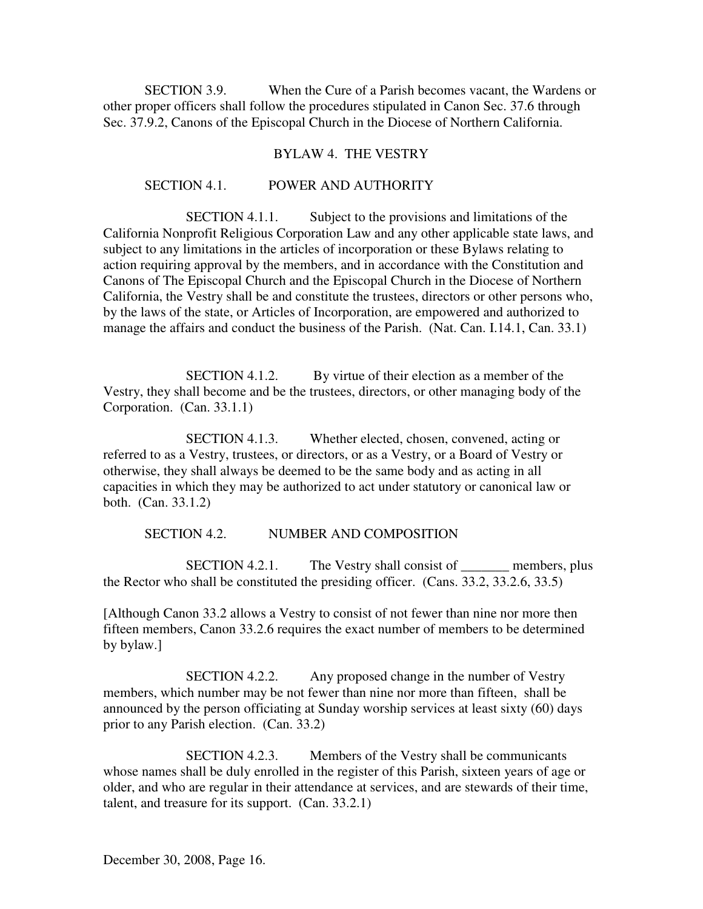SECTION 3.9. When the Cure of a Parish becomes vacant, the Wardens or other proper officers shall follow the procedures stipulated in Canon Sec. 37.6 through Sec. 37.9.2, Canons of the Episcopal Church in the Diocese of Northern California.

## BYLAW 4. THE VESTRY

### SECTION 4.1. POWER AND AUTHORITY

SECTION 4.1.1. Subject to the provisions and limitations of the California Nonprofit Religious Corporation Law and any other applicable state laws, and subject to any limitations in the articles of incorporation or these Bylaws relating to action requiring approval by the members, and in accordance with the Constitution and Canons of The Episcopal Church and the Episcopal Church in the Diocese of Northern California, the Vestry shall be and constitute the trustees, directors or other persons who, by the laws of the state, or Articles of Incorporation, are empowered and authorized to manage the affairs and conduct the business of the Parish. (Nat. Can. I.14.1, Can. 33.1)

SECTION 4.1.2. By virtue of their election as a member of the Vestry, they shall become and be the trustees, directors, or other managing body of the Corporation. (Can. 33.1.1)

SECTION 4.1.3. Whether elected, chosen, convened, acting or referred to as a Vestry, trustees, or directors, or as a Vestry, or a Board of Vestry or otherwise, they shall always be deemed to be the same body and as acting in all capacities in which they may be authorized to act under statutory or canonical law or both. (Can. 33.1.2)

### SECTION 4.2. NUMBER AND COMPOSITION

SECTION 4.2.1. The Vestry shall consist of _______ members, plus the Rector who shall be constituted the presiding officer. (Cans. 33.2, 33.2.6, 33.5)

[Although Canon 33.2 allows a Vestry to consist of not fewer than nine nor more then fifteen members, Canon 33.2.6 requires the exact number of members to be determined by bylaw.]

SECTION 4.2.2. Any proposed change in the number of Vestry members, which number may be not fewer than nine nor more than fifteen, shall be announced by the person officiating at Sunday worship services at least sixty (60) days prior to any Parish election. (Can. 33.2)

SECTION 4.2.3. Members of the Vestry shall be communicants whose names shall be duly enrolled in the register of this Parish, sixteen years of age or older, and who are regular in their attendance at services, and are stewards of their time, talent, and treasure for its support. (Can. 33.2.1)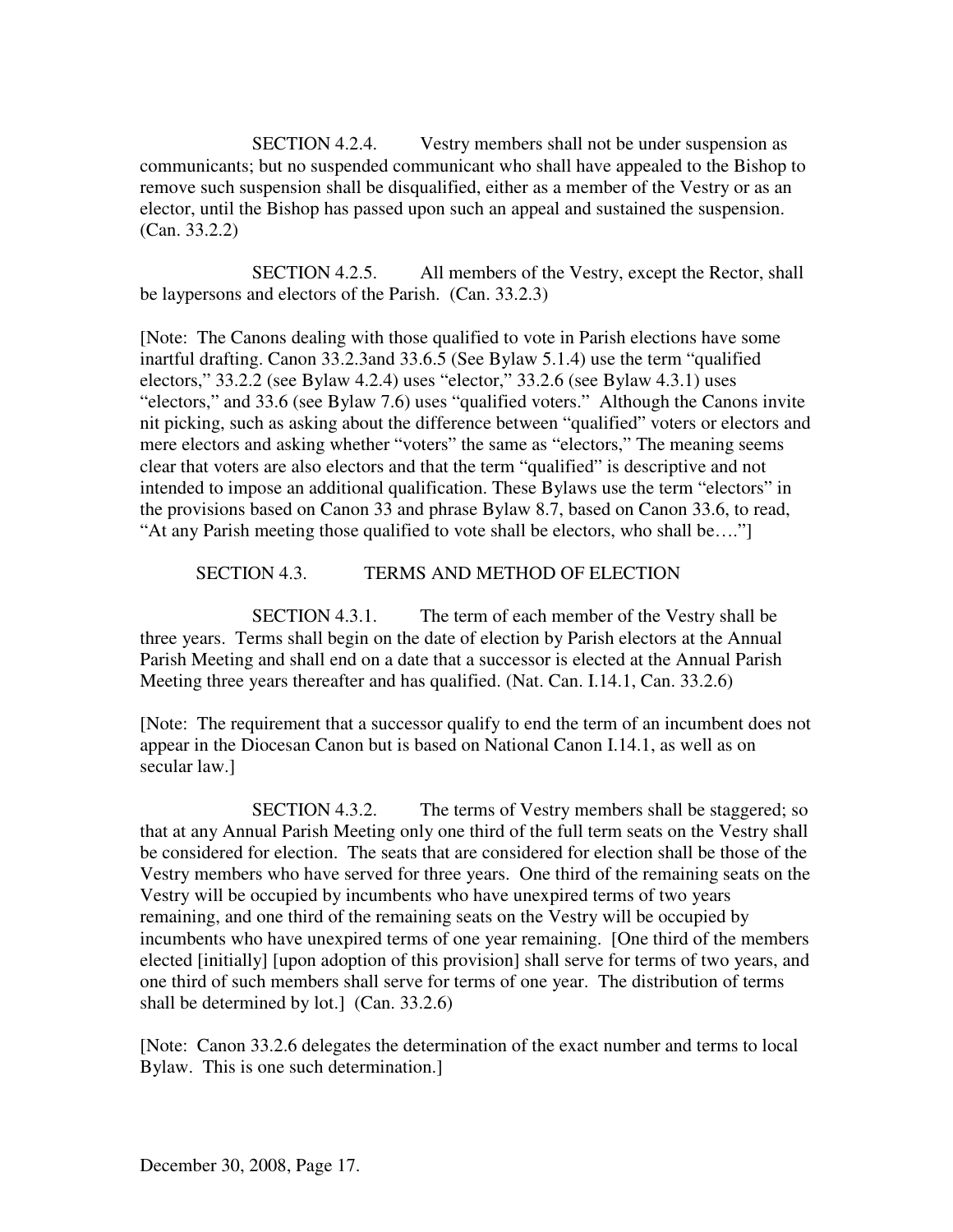SECTION 4.2.4. Vestry members shall not be under suspension as communicants; but no suspended communicant who shall have appealed to the Bishop to remove such suspension shall be disqualified, either as a member of the Vestry or as an elector, until the Bishop has passed upon such an appeal and sustained the suspension. (Can. 33.2.2)

SECTION 4.2.5. All members of the Vestry, except the Rector, shall be laypersons and electors of the Parish. (Can. 33.2.3)

[Note: The Canons dealing with those qualified to vote in Parish elections have some inartful drafting. Canon 33.2.3and 33.6.5 (See Bylaw 5.1.4) use the term "qualified electors," 33.2.2 (see Bylaw 4.2.4) uses "elector," 33.2.6 (see Bylaw 4.3.1) uses "electors," and 33.6 (see Bylaw 7.6) uses "qualified voters." Although the Canons invite nit picking, such as asking about the difference between "qualified" voters or electors and mere electors and asking whether "voters" the same as "electors," The meaning seems clear that voters are also electors and that the term "qualified" is descriptive and not intended to impose an additional qualification. These Bylaws use the term "electors" in the provisions based on Canon 33 and phrase Bylaw 8.7, based on Canon 33.6, to read, "At any Parish meeting those qualified to vote shall be electors, who shall be…."]

## SECTION 4.3. TERMS AND METHOD OF ELECTION

SECTION 4.3.1. The term of each member of the Vestry shall be three years. Terms shall begin on the date of election by Parish electors at the Annual Parish Meeting and shall end on a date that a successor is elected at the Annual Parish Meeting three years thereafter and has qualified. (Nat. Can. I.14.1, Can. 33.2.6)

[Note: The requirement that a successor qualify to end the term of an incumbent does not appear in the Diocesan Canon but is based on National Canon I.14.1, as well as on secular law.]

SECTION 4.3.2. The terms of Vestry members shall be staggered; so that at any Annual Parish Meeting only one third of the full term seats on the Vestry shall be considered for election. The seats that are considered for election shall be those of the Vestry members who have served for three years. One third of the remaining seats on the Vestry will be occupied by incumbents who have unexpired terms of two years remaining, and one third of the remaining seats on the Vestry will be occupied by incumbents who have unexpired terms of one year remaining. [One third of the members elected [initially] [upon adoption of this provision] shall serve for terms of two years, and one third of such members shall serve for terms of one year. The distribution of terms shall be determined by lot.] (Can. 33.2.6)

[Note: Canon 33.2.6 delegates the determination of the exact number and terms to local Bylaw. This is one such determination.]

December 30, 2008, Page 17.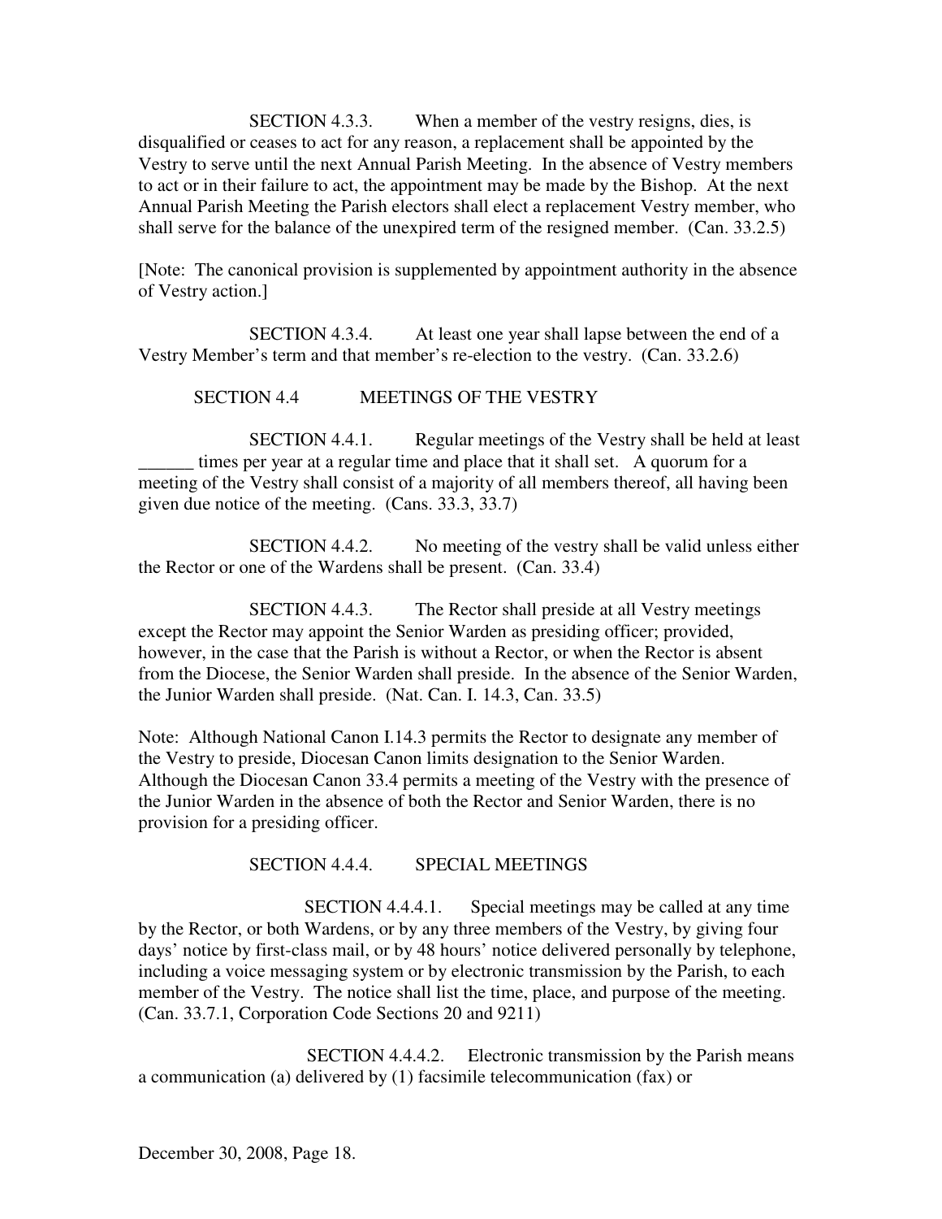SECTION 4.3.3. When a member of the vestry resigns, dies, is disqualified or ceases to act for any reason, a replacement shall be appointed by the Vestry to serve until the next Annual Parish Meeting. In the absence of Vestry members to act or in their failure to act, the appointment may be made by the Bishop. At the next Annual Parish Meeting the Parish electors shall elect a replacement Vestry member, who shall serve for the balance of the unexpired term of the resigned member. (Can. 33.2.5)

[Note: The canonical provision is supplemented by appointment authority in the absence of Vestry action.]

SECTION 4.3.4. At least one year shall lapse between the end of a Vestry Member's term and that member's re-election to the vestry. (Can. 33.2.6)

## SECTION 4.4 MEETINGS OF THE VESTRY

SECTION 4.4.1. Regular meetings of the Vestry shall be held at least ______ times per year at a regular time and place that it shall set. A quorum for a meeting of the Vestry shall consist of a majority of all members thereof, all having been given due notice of the meeting. (Cans. 33.3, 33.7)

SECTION 4.4.2. No meeting of the vestry shall be valid unless either the Rector or one of the Wardens shall be present. (Can. 33.4)

SECTION 4.4.3. The Rector shall preside at all Vestry meetings except the Rector may appoint the Senior Warden as presiding officer; provided, however, in the case that the Parish is without a Rector, or when the Rector is absent from the Diocese, the Senior Warden shall preside. In the absence of the Senior Warden, the Junior Warden shall preside. (Nat. Can. I. 14.3, Can. 33.5)

Note: Although National Canon I.14.3 permits the Rector to designate any member of the Vestry to preside, Diocesan Canon limits designation to the Senior Warden. Although the Diocesan Canon 33.4 permits a meeting of the Vestry with the presence of the Junior Warden in the absence of both the Rector and Senior Warden, there is no provision for a presiding officer.

### SECTION 4.4.4. SPECIAL MEETINGS

SECTION 4.4.4.1. Special meetings may be called at any time by the Rector, or both Wardens, or by any three members of the Vestry, by giving four days' notice by first-class mail, or by 48 hours' notice delivered personally by telephone, including a voice messaging system or by electronic transmission by the Parish, to each member of the Vestry. The notice shall list the time, place, and purpose of the meeting. (Can. 33.7.1, Corporation Code Sections 20 and 9211)

SECTION 4.4.4.2. Electronic transmission by the Parish means a communication (a) delivered by (1) facsimile telecommunication (fax) or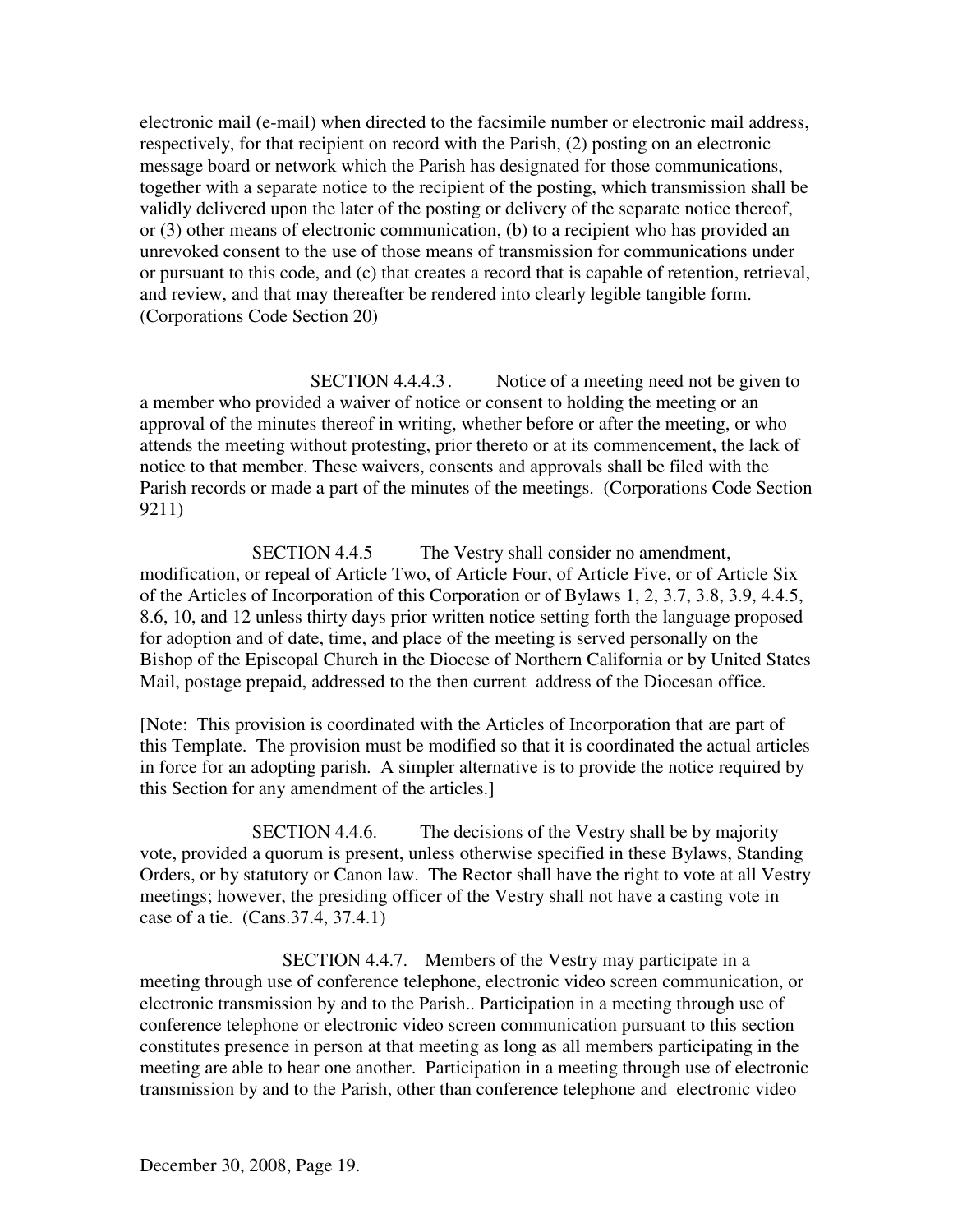electronic mail (e-mail) when directed to the facsimile number or electronic mail address, respectively, for that recipient on record with the Parish, (2) posting on an electronic message board or network which the Parish has designated for those communications, together with a separate notice to the recipient of the posting, which transmission shall be validly delivered upon the later of the posting or delivery of the separate notice thereof, or (3) other means of electronic communication, (b) to a recipient who has provided an unrevoked consent to the use of those means of transmission for communications under or pursuant to this code, and (c) that creates a record that is capable of retention, retrieval, and review, and that may thereafter be rendered into clearly legible tangible form. (Corporations Code Section 20)

SECTION 4.4.4.3. Notice of a meeting need not be given to a member who provided a waiver of notice or consent to holding the meeting or an approval of the minutes thereof in writing, whether before or after the meeting, or who attends the meeting without protesting, prior thereto or at its commencement, the lack of notice to that member. These waivers, consents and approvals shall be filed with the Parish records or made a part of the minutes of the meetings. (Corporations Code Section 9211)

SECTION 4.4.5 The Vestry shall consider no amendment, modification, or repeal of Article Two, of Article Four, of Article Five, or of Article Six of the Articles of Incorporation of this Corporation or of Bylaws 1, 2, 3.7, 3.8, 3.9, 4.4.5, 8.6, 10, and 12 unless thirty days prior written notice setting forth the language proposed for adoption and of date, time, and place of the meeting is served personally on the Bishop of the Episcopal Church in the Diocese of Northern California or by United States Mail, postage prepaid, addressed to the then current address of the Diocesan office.

[Note: This provision is coordinated with the Articles of Incorporation that are part of this Template. The provision must be modified so that it is coordinated the actual articles in force for an adopting parish. A simpler alternative is to provide the notice required by this Section for any amendment of the articles.]

SECTION 4.4.6. The decisions of the Vestry shall be by majority vote, provided a quorum is present, unless otherwise specified in these Bylaws, Standing Orders, or by statutory or Canon law. The Rector shall have the right to vote at all Vestry meetings; however, the presiding officer of the Vestry shall not have a casting vote in case of a tie. (Cans.37.4, 37.4.1)

SECTION 4.4.7. Members of the Vestry may participate in a meeting through use of conference telephone, electronic video screen communication, or electronic transmission by and to the Parish.. Participation in a meeting through use of conference telephone or electronic video screen communication pursuant to this section constitutes presence in person at that meeting as long as all members participating in the meeting are able to hear one another. Participation in a meeting through use of electronic transmission by and to the Parish, other than conference telephone and electronic video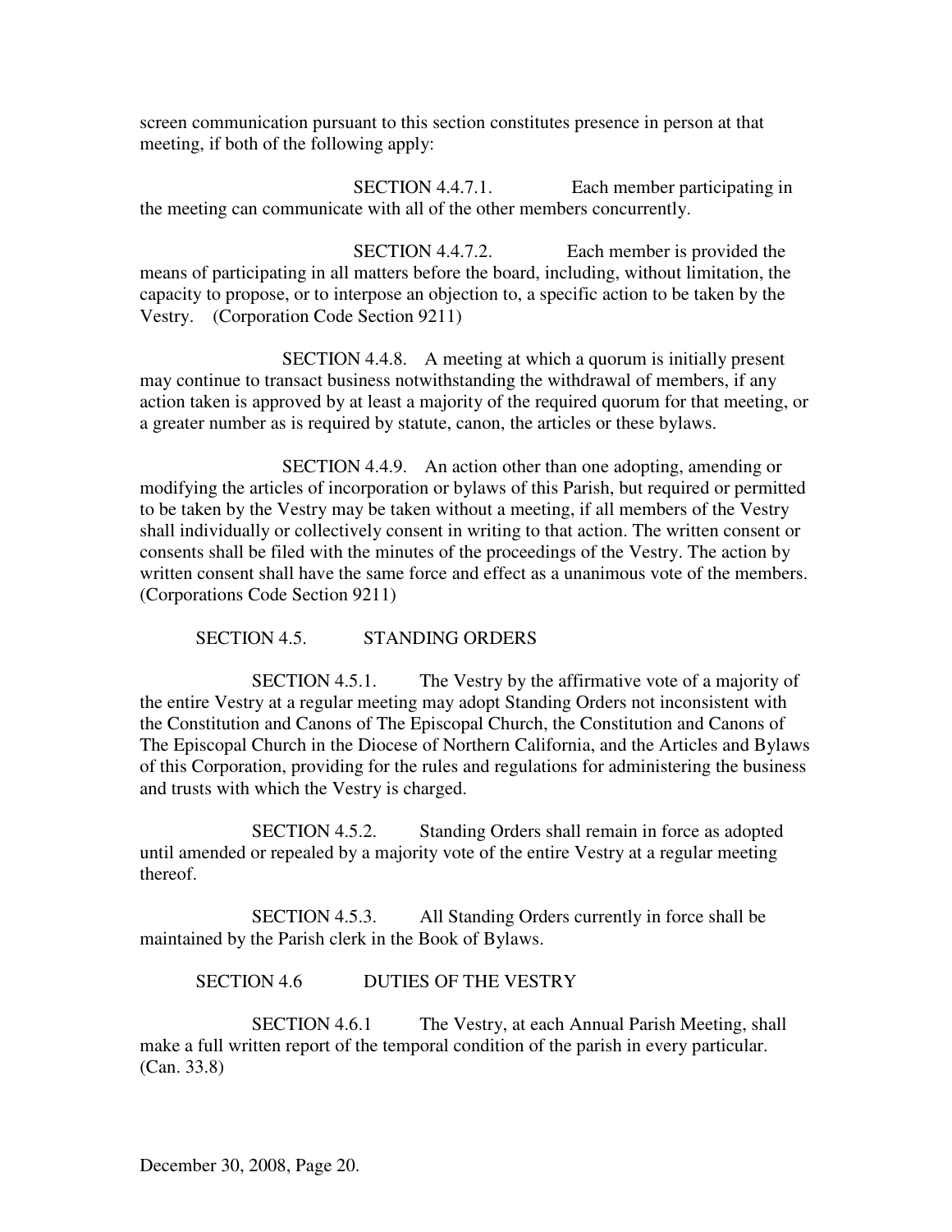screen communication pursuant to this section constitutes presence in person at that meeting, if both of the following apply:

SECTION 4.4.7.1. Each member participating in the meeting can communicate with all of the other members concurrently.

SECTION 4.4.7.2. Each member is provided the means of participating in all matters before the board, including, without limitation, the capacity to propose, or to interpose an objection to, a specific action to be taken by the Vestry. (Corporation Code Section 9211)

SECTION 4.4.8. A meeting at which a quorum is initially present may continue to transact business notwithstanding the withdrawal of members, if any action taken is approved by at least a majority of the required quorum for that meeting, or a greater number as is required by statute, canon, the articles or these bylaws.

SECTION 4.4.9. An action other than one adopting, amending or modifying the articles of incorporation or bylaws of this Parish, but required or permitted to be taken by the Vestry may be taken without a meeting, if all members of the Vestry shall individually or collectively consent in writing to that action. The written consent or consents shall be filed with the minutes of the proceedings of the Vestry. The action by written consent shall have the same force and effect as a unanimous vote of the members. (Corporations Code Section 9211)

## SECTION 4.5. STANDING ORDERS

SECTION 4.5.1. The Vestry by the affirmative vote of a majority of the entire Vestry at a regular meeting may adopt Standing Orders not inconsistent with the Constitution and Canons of The Episcopal Church, the Constitution and Canons of The Episcopal Church in the Diocese of Northern California, and the Articles and Bylaws of this Corporation, providing for the rules and regulations for administering the business and trusts with which the Vestry is charged.

SECTION 4.5.2. Standing Orders shall remain in force as adopted until amended or repealed by a majority vote of the entire Vestry at a regular meeting thereof.

SECTION 4.5.3. All Standing Orders currently in force shall be maintained by the Parish clerk in the Book of Bylaws.

## SECTION 4.6 DUTIES OF THE VESTRY

SECTION 4.6.1 The Vestry, at each Annual Parish Meeting, shall make a full written report of the temporal condition of the parish in every particular. (Can. 33.8)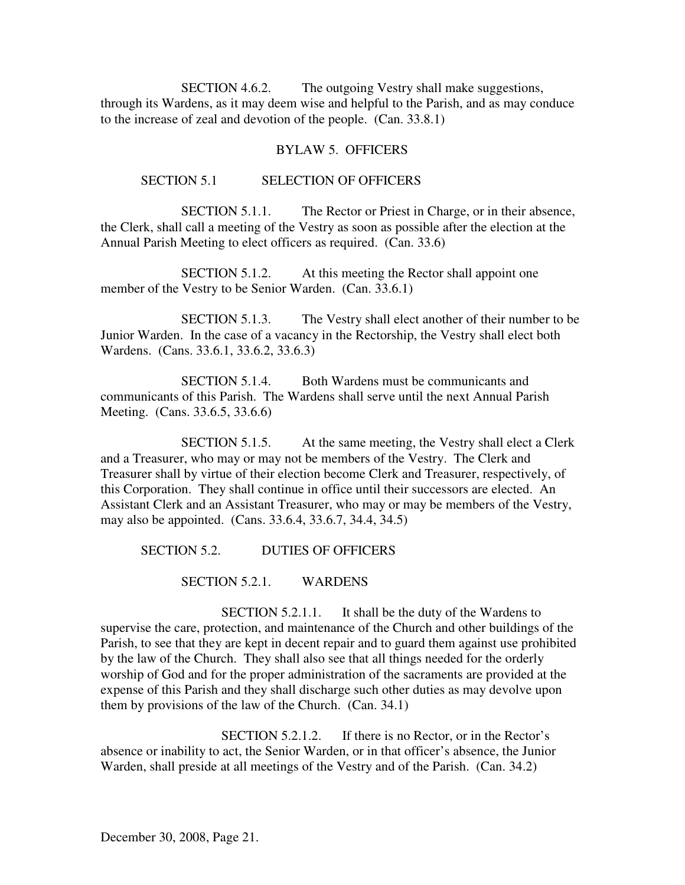SECTION 4.6.2. The outgoing Vestry shall make suggestions, through its Wardens, as it may deem wise and helpful to the Parish, and as may conduce to the increase of zeal and devotion of the people. (Can. 33.8.1)

## BYLAW 5. OFFICERS

### SECTION 5.1 SELECTION OF OFFICERS

SECTION 5.1.1. The Rector or Priest in Charge, or in their absence, the Clerk, shall call a meeting of the Vestry as soon as possible after the election at the Annual Parish Meeting to elect officers as required. (Can. 33.6)

SECTION 5.1.2. At this meeting the Rector shall appoint one member of the Vestry to be Senior Warden. (Can. 33.6.1)

SECTION 5.1.3. The Vestry shall elect another of their number to be Junior Warden. In the case of a vacancy in the Rectorship, the Vestry shall elect both Wardens. (Cans. 33.6.1, 33.6.2, 33.6.3)

SECTION 5.1.4. Both Wardens must be communicants and communicants of this Parish. The Wardens shall serve until the next Annual Parish Meeting. (Cans. 33.6.5, 33.6.6)

SECTION 5.1.5. At the same meeting, the Vestry shall elect a Clerk and a Treasurer, who may or may not be members of the Vestry. The Clerk and Treasurer shall by virtue of their election become Clerk and Treasurer, respectively, of this Corporation. They shall continue in office until their successors are elected. An Assistant Clerk and an Assistant Treasurer, who may or may be members of the Vestry, may also be appointed. (Cans. 33.6.4, 33.6.7, 34.4, 34.5)

### SECTION 5.2. DUTIES OF OFFICERS

#### SECTION 5.2.1. WARDENS

SECTION 5.2.1.1. It shall be the duty of the Wardens to supervise the care, protection, and maintenance of the Church and other buildings of the Parish, to see that they are kept in decent repair and to guard them against use prohibited by the law of the Church. They shall also see that all things needed for the orderly worship of God and for the proper administration of the sacraments are provided at the expense of this Parish and they shall discharge such other duties as may devolve upon them by provisions of the law of the Church. (Can. 34.1)

SECTION 5.2.1.2. If there is no Rector, or in the Rector's absence or inability to act, the Senior Warden, or in that officer's absence, the Junior Warden, shall preside at all meetings of the Vestry and of the Parish. (Can. 34.2)

December 30, 2008, Page 21.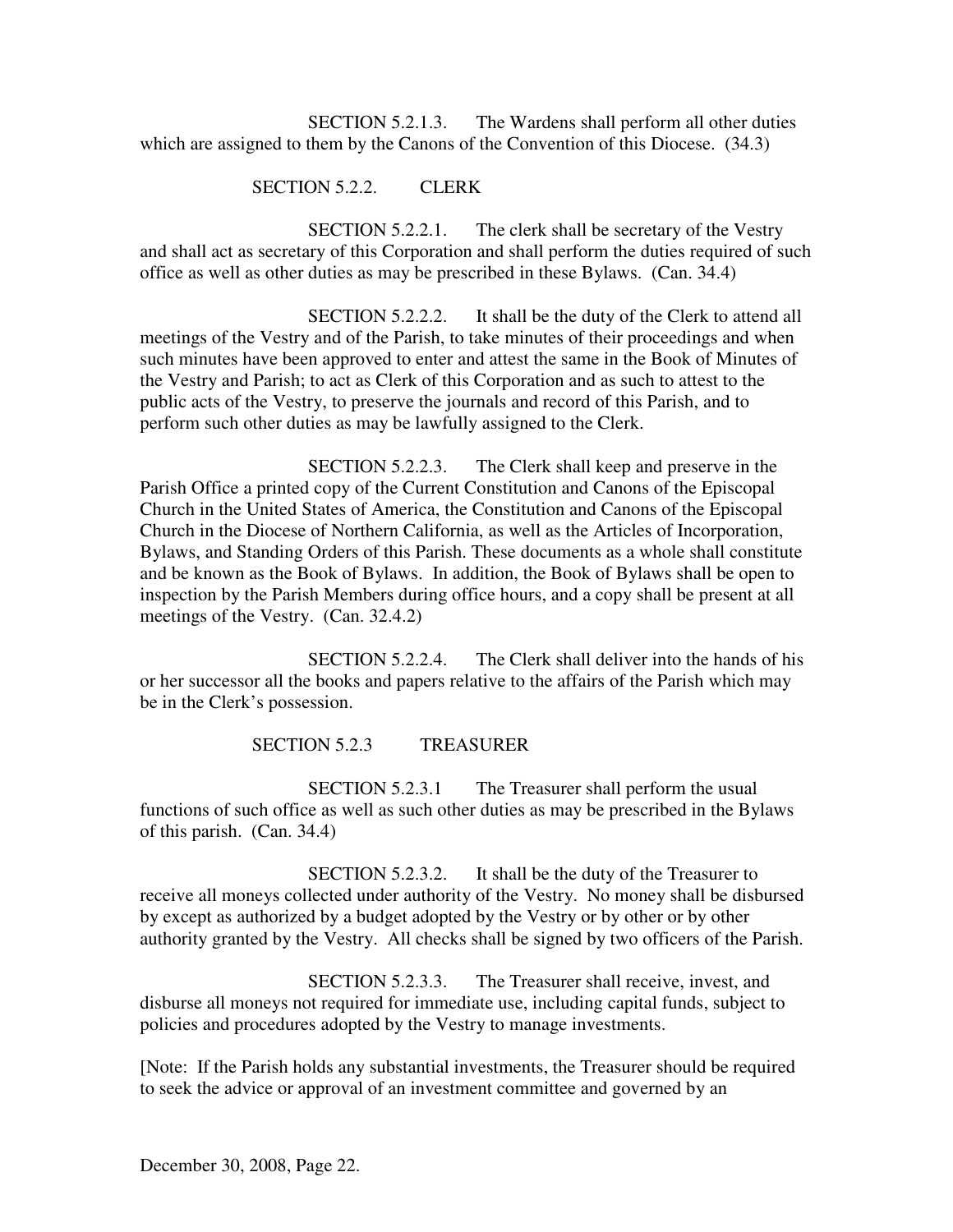SECTION 5.2.1.3. The Wardens shall perform all other duties which are assigned to them by the Canons of the Convention of this Diocese. (34.3)

SECTION 5.2.2. CLERK

SECTION 5.2.2.1. The clerk shall be secretary of the Vestry and shall act as secretary of this Corporation and shall perform the duties required of such office as well as other duties as may be prescribed in these Bylaws. (Can. 34.4)

SECTION 5.2.2.2. It shall be the duty of the Clerk to attend all meetings of the Vestry and of the Parish, to take minutes of their proceedings and when such minutes have been approved to enter and attest the same in the Book of Minutes of the Vestry and Parish; to act as Clerk of this Corporation and as such to attest to the public acts of the Vestry, to preserve the journals and record of this Parish, and to perform such other duties as may be lawfully assigned to the Clerk.

SECTION 5.2.2.3. The Clerk shall keep and preserve in the Parish Office a printed copy of the Current Constitution and Canons of the Episcopal Church in the United States of America, the Constitution and Canons of the Episcopal Church in the Diocese of Northern California, as well as the Articles of Incorporation, Bylaws, and Standing Orders of this Parish. These documents as a whole shall constitute and be known as the Book of Bylaws. In addition, the Book of Bylaws shall be open to inspection by the Parish Members during office hours, and a copy shall be present at all meetings of the Vestry. (Can. 32.4.2)

SECTION 5.2.2.4. The Clerk shall deliver into the hands of his or her successor all the books and papers relative to the affairs of the Parish which may be in the Clerk's possession.

SECTION 5.2.3 TREASURER

SECTION 5.2.3.1 The Treasurer shall perform the usual functions of such office as well as such other duties as may be prescribed in the Bylaws of this parish. (Can. 34.4)

SECTION 5.2.3.2. It shall be the duty of the Treasurer to receive all moneys collected under authority of the Vestry. No money shall be disbursed by except as authorized by a budget adopted by the Vestry or by other or by other authority granted by the Vestry. All checks shall be signed by two officers of the Parish.

SECTION 5.2.3.3. The Treasurer shall receive, invest, and disburse all moneys not required for immediate use, including capital funds, subject to policies and procedures adopted by the Vestry to manage investments.

[Note: If the Parish holds any substantial investments, the Treasurer should be required to seek the advice or approval of an investment committee and governed by an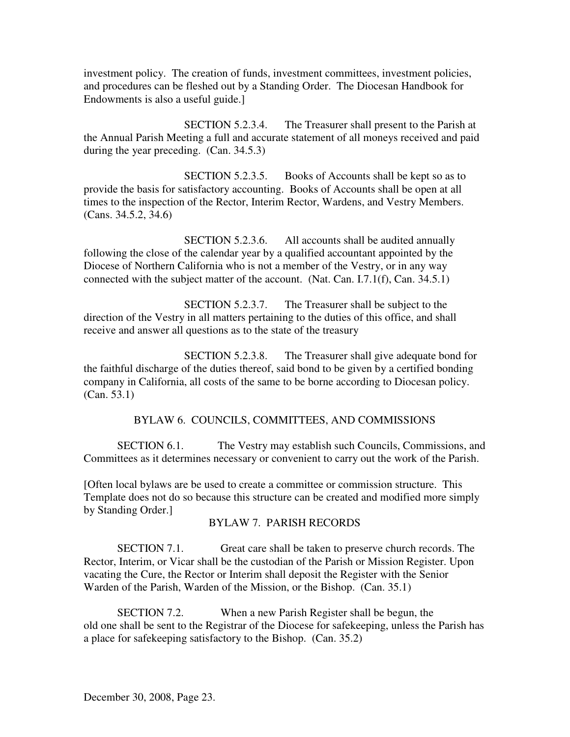investment policy. The creation of funds, investment committees, investment policies, and procedures can be fleshed out by a Standing Order. The Diocesan Handbook for Endowments is also a useful guide.]

SECTION 5.2.3.4. The Treasurer shall present to the Parish at the Annual Parish Meeting a full and accurate statement of all moneys received and paid during the year preceding. (Can. 34.5.3)

SECTION 5.2.3.5. Books of Accounts shall be kept so as to provide the basis for satisfactory accounting. Books of Accounts shall be open at all times to the inspection of the Rector, Interim Rector, Wardens, and Vestry Members. (Cans. 34.5.2, 34.6)

SECTION 5.2.3.6. All accounts shall be audited annually following the close of the calendar year by a qualified accountant appointed by the Diocese of Northern California who is not a member of the Vestry, or in any way connected with the subject matter of the account. (Nat. Can. I.7.1(f), Can. 34.5.1)

SECTION 5.2.3.7. The Treasurer shall be subject to the direction of the Vestry in all matters pertaining to the duties of this office, and shall receive and answer all questions as to the state of the treasury

SECTION 5.2.3.8. The Treasurer shall give adequate bond for the faithful discharge of the duties thereof, said bond to be given by a certified bonding company in California, all costs of the same to be borne according to Diocesan policy. (Can. 53.1)

## BYLAW 6. COUNCILS, COMMITTEES, AND COMMISSIONS

SECTION 6.1. The Vestry may establish such Councils, Commissions, and Committees as it determines necessary or convenient to carry out the work of the Parish.

[Often local bylaws are be used to create a committee or commission structure. This Template does not do so because this structure can be created and modified more simply by Standing Order.]

## BYLAW 7. PARISH RECORDS

SECTION 7.1. Great care shall be taken to preserve church records. The Rector, Interim, or Vicar shall be the custodian of the Parish or Mission Register. Upon vacating the Cure, the Rector or Interim shall deposit the Register with the Senior Warden of the Parish, Warden of the Mission, or the Bishop. (Can. 35.1)

SECTION 7.2. When a new Parish Register shall be begun, the old one shall be sent to the Registrar of the Diocese for safekeeping, unless the Parish has a place for safekeeping satisfactory to the Bishop. (Can. 35.2)

December 30, 2008, Page 23.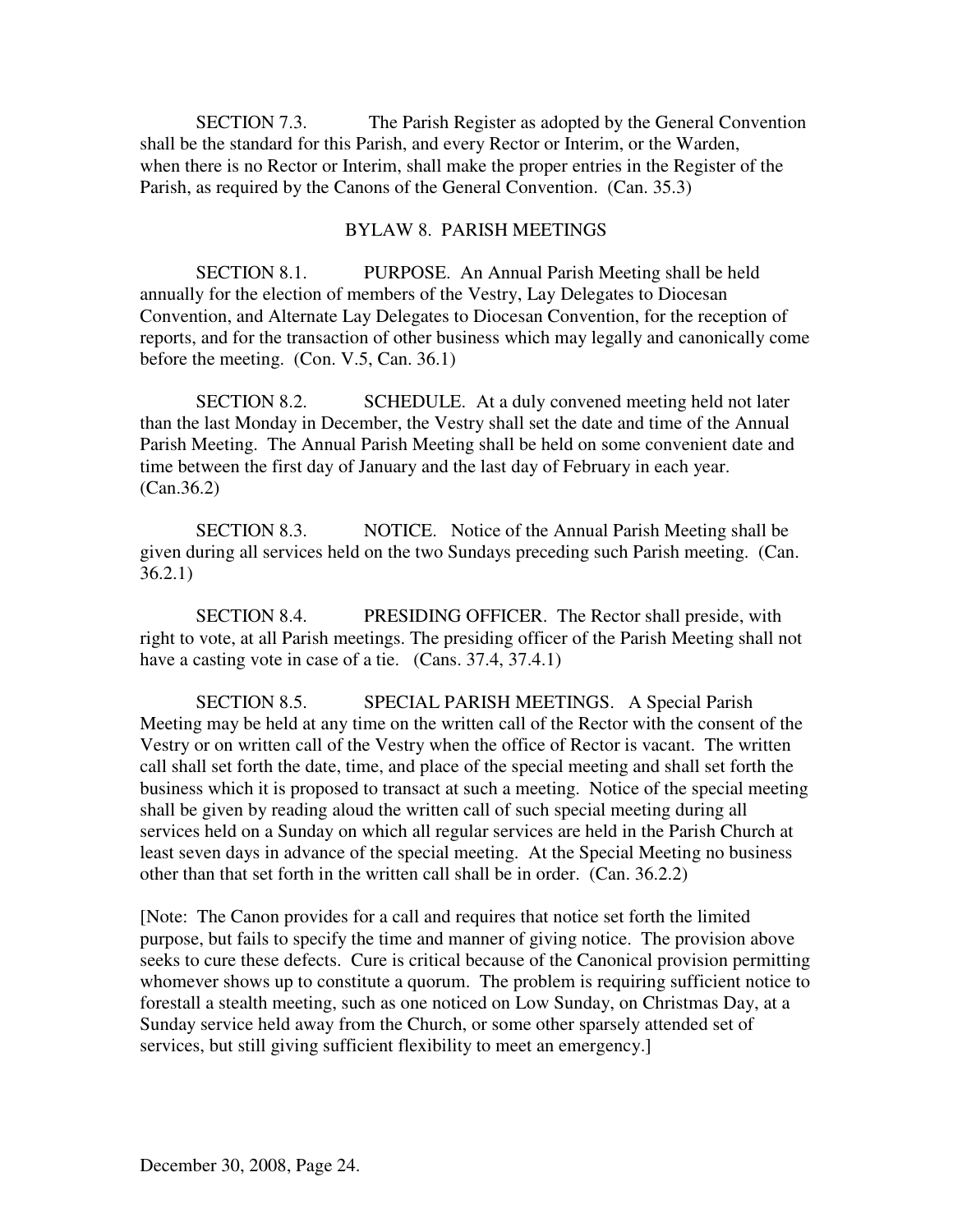SECTION 7.3. The Parish Register as adopted by the General Convention shall be the standard for this Parish, and every Rector or Interim, or the Warden, when there is no Rector or Interim, shall make the proper entries in the Register of the Parish, as required by the Canons of the General Convention. (Can. 35.3)

## BYLAW 8. PARISH MEETINGS

SECTION 8.1. PURPOSE. An Annual Parish Meeting shall be held annually for the election of members of the Vestry, Lay Delegates to Diocesan Convention, and Alternate Lay Delegates to Diocesan Convention, for the reception of reports, and for the transaction of other business which may legally and canonically come before the meeting. (Con. V.5, Can. 36.1)

SECTION 8.2. SCHEDULE. At a duly convened meeting held not later than the last Monday in December, the Vestry shall set the date and time of the Annual Parish Meeting. The Annual Parish Meeting shall be held on some convenient date and time between the first day of January and the last day of February in each year. (Can.36.2)

SECTION 8.3. NOTICE. Notice of the Annual Parish Meeting shall be given during all services held on the two Sundays preceding such Parish meeting. (Can. 36.2.1)

SECTION 8.4. PRESIDING OFFICER. The Rector shall preside, with right to vote, at all Parish meetings. The presiding officer of the Parish Meeting shall not have a casting vote in case of a tie. (Cans. 37.4, 37.4.1)

SECTION 8.5. SPECIAL PARISH MEETINGS. A Special Parish Meeting may be held at any time on the written call of the Rector with the consent of the Vestry or on written call of the Vestry when the office of Rector is vacant. The written call shall set forth the date, time, and place of the special meeting and shall set forth the business which it is proposed to transact at such a meeting. Notice of the special meeting shall be given by reading aloud the written call of such special meeting during all services held on a Sunday on which all regular services are held in the Parish Church at least seven days in advance of the special meeting. At the Special Meeting no business other than that set forth in the written call shall be in order. (Can. 36.2.2)

[Note: The Canon provides for a call and requires that notice set forth the limited purpose, but fails to specify the time and manner of giving notice. The provision above seeks to cure these defects. Cure is critical because of the Canonical provision permitting whomever shows up to constitute a quorum. The problem is requiring sufficient notice to forestall a stealth meeting, such as one noticed on Low Sunday, on Christmas Day, at a Sunday service held away from the Church, or some other sparsely attended set of services, but still giving sufficient flexibility to meet an emergency.]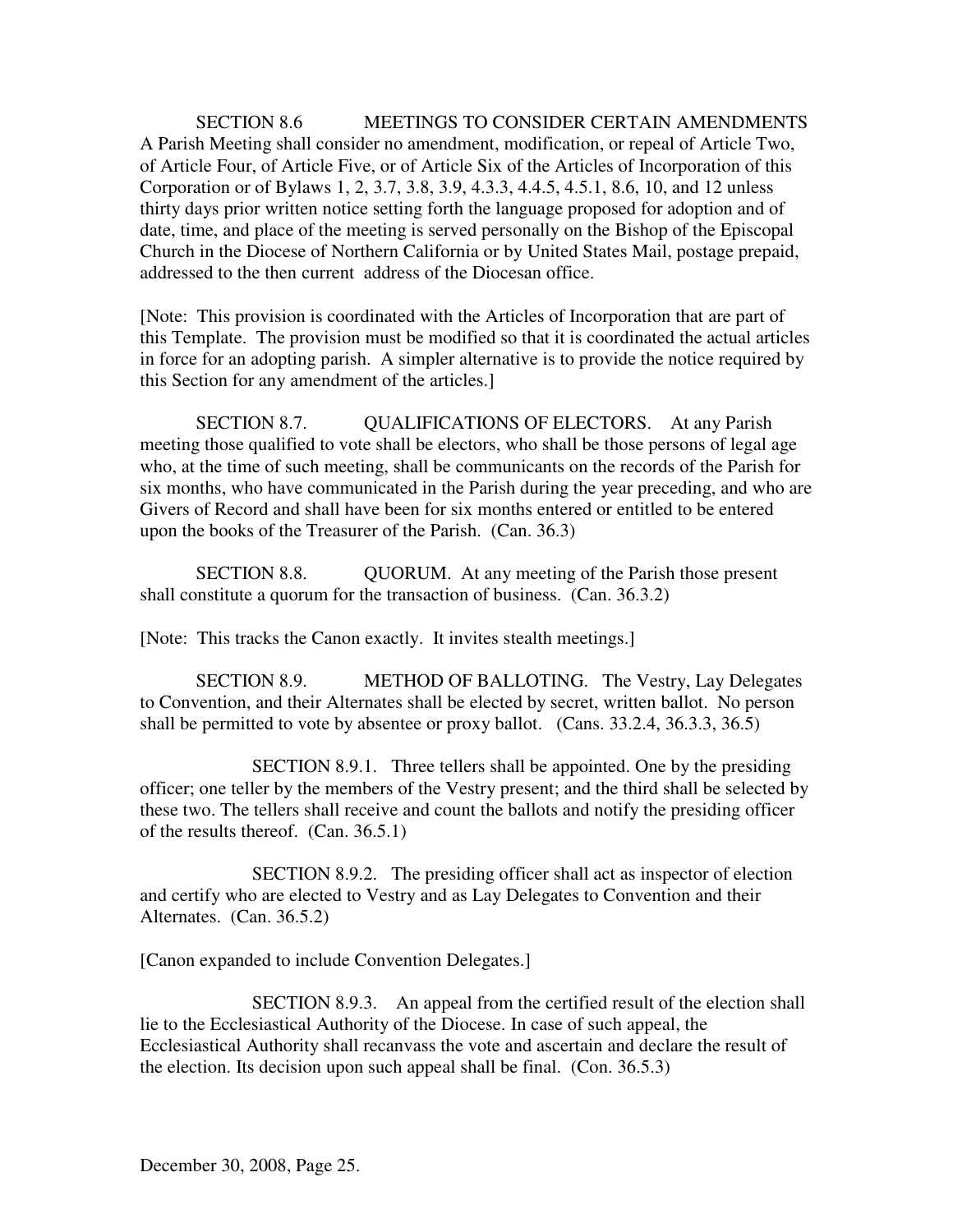SECTION 8.6 MEETINGS TO CONSIDER CERTAIN AMENDMENTS
A Parish Meeting shall consider no amendment, modification, or repeal of Article Two, of Article Four, of Article Five, or of Article Six of the Articles of Incorporation of this Corporation or of Bylaws 1, 2, 3.7, 3.8, 3.9, 4.3.3, 4.4.5, 4.5.1, 8.6, 10, and 12 unless thirty days prior written notice setting forth the language proposed for adoption and of date, time, and place of the meeting is served personally on the Bishop of the Episcopal Church in the Diocese of Northern California or by United States Mail, postage prepaid, addressed to the then current address of the Diocesan office.

[Note: This provision is coordinated with the Articles of Incorporation that are part of this Template. The provision must be modified so that it is coordinated the actual articles in force for an adopting parish. A simpler alternative is to provide the notice required by this Section for any amendment of the articles.]

SECTION 8.7. QUALIFICATIONS OF ELECTORS. At any Parish meeting those qualified to vote shall be electors, who shall be those persons of legal age who, at the time of such meeting, shall be communicants on the records of the Parish for six months, who have communicated in the Parish during the year preceding, and who are Givers of Record and shall have been for six months entered or entitled to be entered upon the books of the Treasurer of the Parish. (Can. 36.3)

SECTION 8.8. QUORUM. At any meeting of the Parish those present shall constitute a quorum for the transaction of business. (Can. 36.3.2)

[Note: This tracks the Canon exactly. It invites stealth meetings.]

SECTION 8.9. METHOD OF BALLOTING. The Vestry, Lay Delegates to Convention, and their Alternates shall be elected by secret, written ballot. No person shall be permitted to vote by absentee or proxy ballot. (Cans. 33.2.4, 36.3.3, 36.5)

SECTION 8.9.1. Three tellers shall be appointed. One by the presiding officer; one teller by the members of the Vestry present; and the third shall be selected by these two. The tellers shall receive and count the ballots and notify the presiding officer of the results thereof. (Can. 36.5.1)

SECTION 8.9.2. The presiding officer shall act as inspector of election and certify who are elected to Vestry and as Lay Delegates to Convention and their Alternates. (Can. 36.5.2)

[Canon expanded to include Convention Delegates.]

SECTION 8.9.3. An appeal from the certified result of the election shall lie to the Ecclesiastical Authority of the Diocese. In case of such appeal, the Ecclesiastical Authority shall recanvass the vote and ascertain and declare the result of the election. Its decision upon such appeal shall be final. (Con. 36.5.3)

December 30, 2008, Page 25.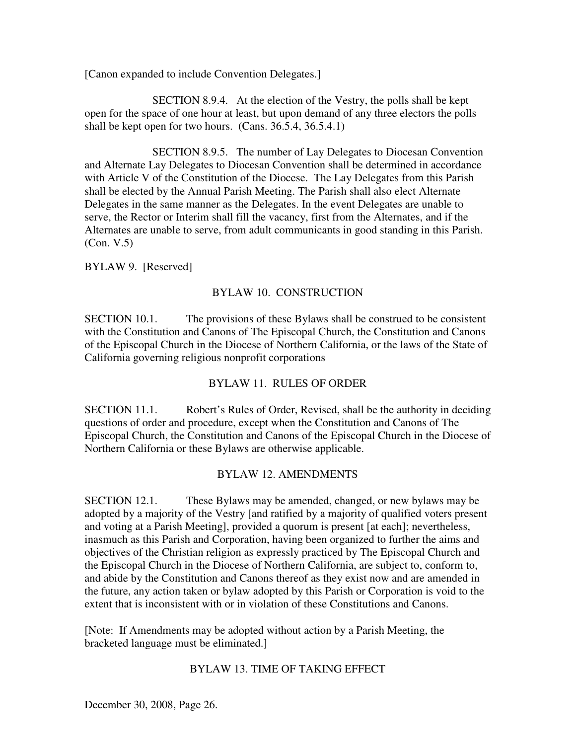[Canon expanded to include Convention Delegates.]

SECTION 8.9.4. At the election of the Vestry, the polls shall be kept open for the space of one hour at least, but upon demand of any three electors the polls shall be kept open for two hours. (Cans. 36.5.4, 36.5.4.1)

SECTION 8.9.5. The number of Lay Delegates to Diocesan Convention and Alternate Lay Delegates to Diocesan Convention shall be determined in accordance with Article V of the Constitution of the Diocese. The Lay Delegates from this Parish shall be elected by the Annual Parish Meeting. The Parish shall also elect Alternate Delegates in the same manner as the Delegates. In the event Delegates are unable to serve, the Rector or Interim shall fill the vacancy, first from the Alternates, and if the Alternates are unable to serve, from adult communicants in good standing in this Parish. (Con. V.5)

BYLAW 9. [Reserved]

## BYLAW 10. CONSTRUCTION

SECTION 10.1. The provisions of these Bylaws shall be construed to be consistent with the Constitution and Canons of The Episcopal Church, the Constitution and Canons of the Episcopal Church in the Diocese of Northern California, or the laws of the State of California governing religious nonprofit corporations

## BYLAW 11. RULES OF ORDER

SECTION 11.1. Robert's Rules of Order, Revised, shall be the authority in deciding questions of order and procedure, except when the Constitution and Canons of The Episcopal Church, the Constitution and Canons of the Episcopal Church in the Diocese of Northern California or these Bylaws are otherwise applicable.

## BYLAW 12. AMENDMENTS

SECTION 12.1. These Bylaws may be amended, changed, or new bylaws may be adopted by a majority of the Vestry [and ratified by a majority of qualified voters present and voting at a Parish Meeting], provided a quorum is present [at each]; nevertheless, inasmuch as this Parish and Corporation, having been organized to further the aims and objectives of the Christian religion as expressly practiced by The Episcopal Church and the Episcopal Church in the Diocese of Northern California, are subject to, conform to, and abide by the Constitution and Canons thereof as they exist now and are amended in the future, any action taken or bylaw adopted by this Parish or Corporation is void to the extent that is inconsistent with or in violation of these Constitutions and Canons.

[Note: If Amendments may be adopted without action by a Parish Meeting, the bracketed language must be eliminated.]

## BYLAW 13. TIME OF TAKING EFFECT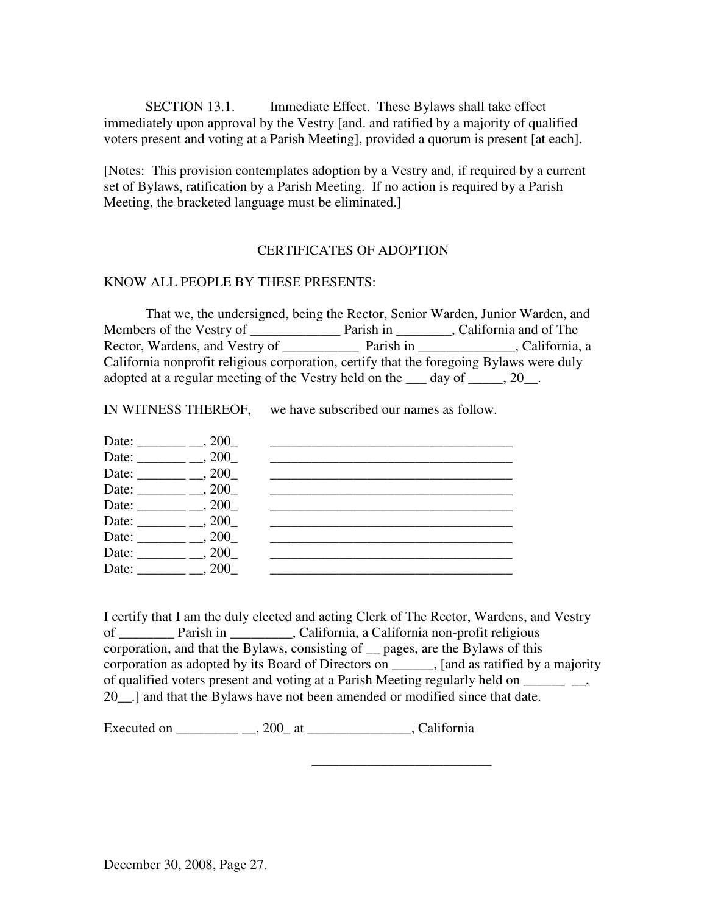SECTION 13.1. Immediate Effect. These Bylaws shall take effect immediately upon approval by the Vestry [and. and ratified by a majority of qualified voters present and voting at a Parish Meeting], provided a quorum is present [at each].

[Notes: This provision contemplates adoption by a Vestry and, if required by a current set of Bylaws, ratification by a Parish Meeting. If no action is required by a Parish Meeting, the bracketed language must be eliminated.]

## CERTIFICATES OF ADOPTION

KNOW ALL PEOPLE BY THESE PRESENTS:

That we, the undersigned, being the Rector, Senior Warden, Junior Warden, and Members of the Vestry of _____________ Parish in ________, California and of The Rector, Wardens, and Vestry of ___________ Parish in ______________, California, a California nonprofit religious corporation, certify that the foregoing Bylaws were duly adopted at a regular meeting of the Vestry held on the ___ day of _____, 20__.

IN WITNESS THEREOF, we have subscribed our names as follow.

Date: _______ __, 200_ ____________________________________

Date: _______ __, 200_ ____________________________________

Date: _______ __, 200_ ____________________________________

Date: _______ __, 200_ ____________________________________

Date: _______ __, 200_ ____________________________________

Date: _______ __, 200_ ____________________________________

Date: _______ __, 200_ ____________________________________

Date: _______ __, 200_ ____________________________________

Date: _______ __, 200_ ____________________________________

I certify that I am the duly elected and acting Clerk of The Rector, Wardens, and Vestry of ________ Parish in _________, California, a California non-profit religious corporation, and that the Bylaws, consisting of __ pages, are the Bylaws of this corporation as adopted by its Board of Directors on ______, [and as ratified by a majority of qualified voters present and voting at a Parish Meeting regularly held on ______ __, 20__.] and that the Bylaws have not been amended or modified since that date.

Executed on _________ __, 200_ at _______________, California

__________________________